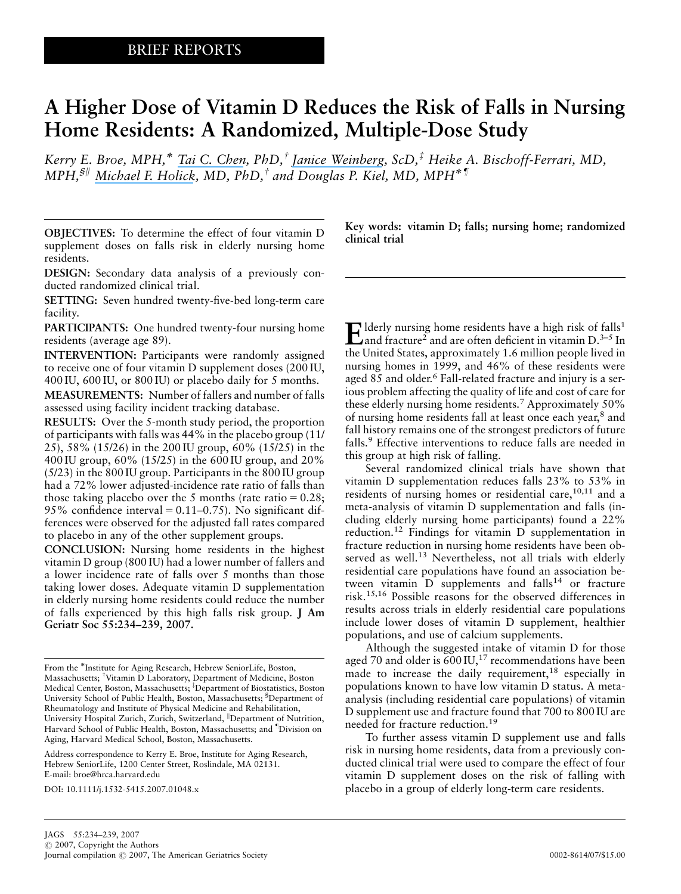BRIEF REPORTS

# A Higher Dose of Vitamin D Reduces the Risk of Falls in Nursing Home Residents: A Randomized, Multiple-Dose Study

*Kerry E. Broe, MPH,[*] Tai C. Chen, PhD,[†] Janice Weinberg, ScD,[‡] Heike A. Bischoff-Ferrari, MD, MPH,[§||] Michael F. Holick, MD, PhD,[†] and Douglas P. Kiel, MD, MPH[*¶]*

**OBJECTIVES:** To determine the effect of four vitamin D supplement doses on falls risk in elderly nursing home residents.

**DESIGN:** Secondary data analysis of a previously conducted randomized clinical trial.

**SETTING:** Seven hundred twenty-five-bed long-term care facility.

**PARTICIPANTS:** One hundred twenty-four nursing home residents (average age 89).

**INTERVENTION:** Participants were randomly assigned to receive one of four vitamin D supplement doses (200 IU, 400 IU, 600 IU, or 800 IU) or placebo daily for 5 months.

**MEASUREMENTS:** Number of fallers and number of falls assessed using facility incident tracking database.

**RESULTS:** Over the 5-month study period, the proportion of participants with falls was 44% in the placebo group (11/25), 58% (15/26) in the 200 IU group, 60% (15/25) in the 400 IU group, 60% (15/25) in the 600 IU group, and 20% (5/23) in the 800 IU group. Participants in the 800 IU group had a 72% lower adjusted-incidence rate ratio of falls than those taking placebo over the 5 months (rate ratio = 0.28; 95% confidence interval = 0.11–0.75). No significant differences were observed for the adjusted fall rates compared to placebo in any of the other supplement groups.

**CONCLUSION:** Nursing home residents in the highest vitamin D group (800 IU) had a lower number of fallers and a lower incidence rate of falls over 5 months than those taking lower doses. Adequate vitamin D supplementation in elderly nursing home residents could reduce the number of falls experienced by this high falls risk group. **J Am Geriatr Soc 55:234–239, 2007.**

**Key words: vitamin D; falls; nursing home; randomized clinical trial**

Elderly nursing home residents have a high risk of falls[1] and fracture[2] and are often deficient in vitamin D.[3–5] In the United States, approximately 1.6 million people lived in nursing homes in 1999, and 46% of these residents were aged 85 and older.[6] Fall-related fracture and injury is a serious problem affecting the quality of life and cost of care for these elderly nursing home residents.[7] Approximately 50% of nursing home residents fall at least once each year,[8] and fall history remains one of the strongest predictors of future falls.[9] Effective interventions to reduce falls are needed in this group at high risk of falling.

Several randomized clinical trials have shown that vitamin D supplementation reduces falls 23% to 53% in residents of nursing homes or residential care,[10,11] and a meta-analysis of vitamin D supplementation and falls (including elderly nursing home participants) found a 22% reduction.[12] Findings for vitamin D supplementation in fracture reduction in nursing home residents have been observed as well.[13] Nevertheless, not all trials with elderly residential care populations have found an association between vitamin D supplements and falls[14] or fracture risk.[15,16] Possible reasons for the observed differences in results across trials in elderly residential care populations include lower doses of vitamin D supplement, healthier populations, and use of calcium supplements.

Although the suggested intake of vitamin D for those aged 70 and older is 600 IU,[17] recommendations have been made to increase the daily requirement,[18] especially in populations known to have low vitamin D status. A meta-analysis (including residential care populations) of vitamin D supplement use and fracture found that 700 to 800 IU are needed for fracture reduction.[19]

To further assess vitamin D supplement use and falls risk in nursing home residents, data from a previously conducted clinical trial were used to compare the effect of four vitamin D supplement doses on the risk of falling with placebo in a group of elderly long-term care residents.

From the [*]Institute for Aging Research, Hebrew SeniorLife, Boston, Massachusetts; [†]Vitamin D Laboratory, Department of Medicine, Boston Medical Center, Boston, Massachusetts; [‡]Department of Biostatistics, Boston University School of Public Health, Boston, Massachusetts; [§]Department of Rheumatology and Institute of Physical Medicine and Rehabilitation, University Hospital Zurich, Zurich, Switzerland, [||]Department of Nutrition, Harvard School of Public Health, Boston, Massachusetts; and [¶]Division on Aging, Harvard Medical School, Boston, Massachusetts.

Address correspondence to Kerry E. Broe, Institute for Aging Research, Hebrew SeniorLife, 1200 Center Street, Roslindale, MA 02131. E-mail: broe@hrca.harvard.edu

DOI: 10.1111/j.1532-5415.2007.01048.x

© 2007, Copyright the Authors
Journal compilation © 2007, The American Geriatrics Society

0002-8614/07/$15.00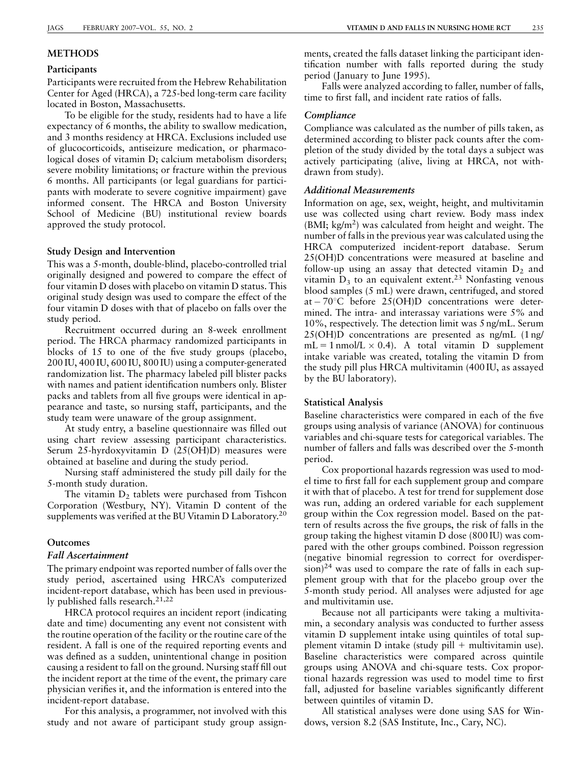## METHODS

### Participants

Participants were recruited from the Hebrew Rehabilitation Center for Aged (HRCA), a 725-bed long-term care facility located in Boston, Massachusetts.

To be eligible for the study, residents had to have a life expectancy of 6 months, the ability to swallow medication, and 3 months residency at HRCA. Exclusions included use of glucocorticoids, antiseizure medication, or pharmacological doses of vitamin D; calcium metabolism disorders; severe mobility limitations; or fracture within the previous 6 months. All participants (or legal guardians for participants with moderate to severe cognitive impairment) gave informed consent. The HRCA and Boston University School of Medicine (BU) institutional review boards approved the study protocol.

### Study Design and Intervention

This was a 5-month, double-blind, placebo-controlled trial originally designed and powered to compare the effect of four vitamin D doses with placebo on vitamin D status. This original study design was used to compare the effect of the four vitamin D doses with that of placebo on falls over the study period.

Recruitment occurred during an 8-week enrollment period. The HRCA pharmacy randomized participants in blocks of 15 to one of the five study groups (placebo, 200 IU, 400 IU, 600 IU, 800 IU) using a computer-generated randomization list. The pharmacy labeled pill blister packs with names and patient identification numbers only. Blister packs and tablets from all five groups were identical in appearance and taste, so nursing staff, participants, and the study team were unaware of the group assignment.

At study entry, a baseline questionnaire was filled out using chart review assessing participant characteristics. Serum 25-hyrdoxyvitamin D (25(OH)D) measures were obtained at baseline and during the study period.

Nursing staff administered the study pill daily for the 5-month study duration.

The vitamin $D_2$ tablets were purchased from Tishcon Corporation (Westbury, NY). Vitamin D content of the supplements was verified at the BU Vitamin D Laboratory.[20]

### Outcomes

#### *Fall Ascertainment*

The primary endpoint was reported number of falls over the study period, ascertained using HRCA's computerized incident-report database, which has been used in previously published falls research.[21,22]

HRCA protocol requires an incident report (indicating date and time) documenting any event not consistent with the routine operation of the facility or the routine care of the resident. A fall is one of the required reporting events and was defined as a sudden, unintentional change in position causing a resident to fall on the ground. Nursing staff fill out the incident report at the time of the event, the primary care physician verifies it, and the information is entered into the incident-report database.

For this analysis, a programmer, not involved with this study and not aware of participant study group assignments, created the falls dataset linking the participant identification number with falls reported during the study period (January to June 1995).

Falls were analyzed according to faller, number of falls, time to first fall, and incident rate ratios of falls.

#### *Compliance*

Compliance was calculated as the number of pills taken, as determined according to blister pack counts after the completion of the study divided by the total days a subject was actively participating (alive, living at HRCA, not withdrawn from study).

#### *Additional Measurements*

Information on age, sex, weight, height, and multivitamin use was collected using chart review. Body mass index (BMI; kg/$m^2$) was calculated from height and weight. The number of falls in the previous year was calculated using the HRCA computerized incident-report database. Serum 25(OH)D concentrations were measured at baseline and follow-up using an assay that detected vitamin $D_2$ and vitamin $D_3$ to an equivalent extent.[23] Nonfasting venous blood samples (5 mL) were drawn, centrifuged, and stored at $-70°C$ before 25(OH)D concentrations were determined. The intra- and interassay variations were 5% and 10%, respectively. The detection limit was 5 ng/mL. Serum 25(OH)D concentrations are presented as ng/mL (1 ng/mL = 1 nmol/L $\times$ 0.4). A total vitamin D supplement intake variable was created, totaling the vitamin D from the study pill plus HRCA multivitamin (400 IU, as assayed by the BU laboratory).

### Statistical Analysis

Baseline characteristics were compared in each of the five groups using analysis of variance (ANOVA) for continuous variables and chi-square tests for categorical variables. The number of fallers and falls was described over the 5-month period.

Cox proportional hazards regression was used to model time to first fall for each supplement group and compare it with that of placebo. A test for trend for supplement dose was run, adding an ordered variable for each supplement group within the Cox regression model. Based on the pattern of results across the five groups, the risk of falls in the group taking the highest vitamin D dose (800 IU) was compared with the other groups combined. Poisson regression (negative binomial regression to correct for overdispersion)[24] was used to compare the rate of falls in each supplement group with that for the placebo group over the 5-month study period. All analyses were adjusted for age and multivitamin use.

Because not all participants were taking a multivitamin, a secondary analysis was conducted to further assess vitamin D supplement intake using quintiles of total supplement vitamin D intake (study pill + multivitamin use). Baseline characteristics were compared across quintile groups using ANOVA and chi-square tests. Cox proportional hazards regression was used to model time to first fall, adjusted for baseline variables significantly different between quintiles of vitamin D.

All statistical analyses were done using SAS for Windows, version 8.2 (SAS Institute, Inc., Cary, NC).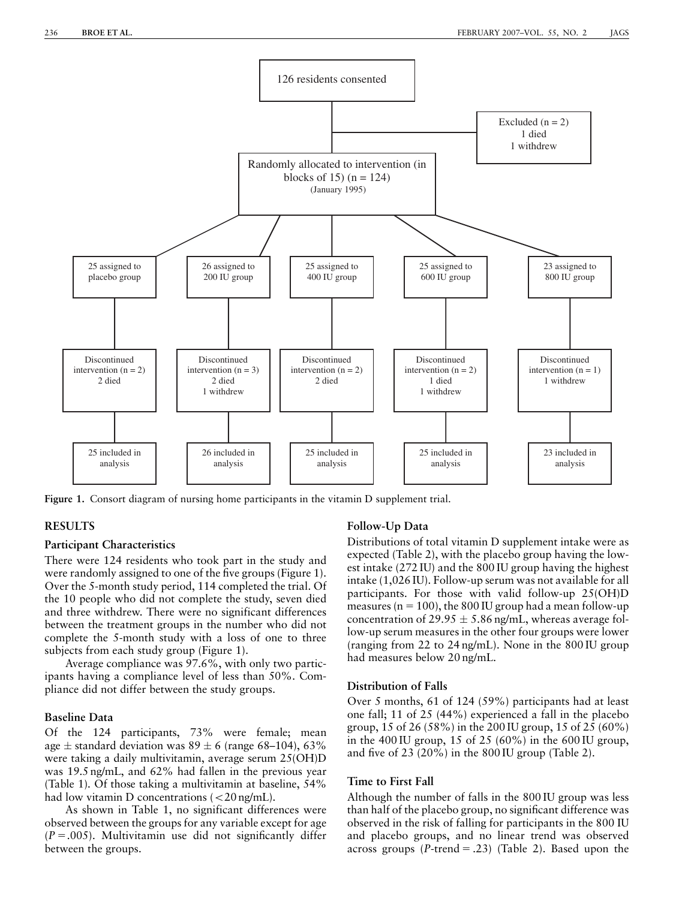126 residents consented

Excluded (n = 2)
1 died
1 withdrew

Randomly allocated to intervention (in blocks of 15) (n = 124)
(January 1995)

| 25 assigned to placebo group | 26 assigned to 200 IU group | 25 assigned to 400 IU group | 25 assigned to 600 IU group | 23 assigned to 800 IU group |
| --- | --- | --- | --- | --- |
| Discontinued intervention (n = 2) 2 died | Discontinued intervention (n = 3) 2 died 1 withdrew | Discontinued intervention (n = 2) 2 died | Discontinued intervention (n = 2) 1 died 1 withdrew | Discontinued intervention (n = 1) 1 withdrew |
| 25 included in analysis | 26 included in analysis | 25 included in analysis | 25 included in analysis | 23 included in analysis |

**Figure 1.** Consort diagram of nursing home participants in the vitamin D supplement trial.

## RESULTS

### Participant Characteristics

There were 124 residents who took part in the study and were randomly assigned to one of the five groups (Figure 1). Over the 5-month study period, 114 completed the trial. Of the 10 people who did not complete the study, seven died and three withdrew. There were no significant differences between the treatment groups in the number who did not complete the 5-month study with a loss of one to three subjects from each study group (Figure 1).

Average compliance was 97.6%, with only two participants having a compliance level of less than 50%. Compliance did not differ between the study groups.

### Baseline Data

Of the 124 participants, 73% were female; mean age ± standard deviation was 89 ± 6 (range 68–104), 63% were taking a daily multivitamin, average serum 25(OH)D was 19.5 ng/mL, and 62% had fallen in the previous year (Table 1). Of those taking a multivitamin at baseline, 54% had low vitamin D concentrations (<20 ng/mL).

As shown in Table 1, no significant differences were observed between the groups for any variable except for age ($P = .005$). Multivitamin use did not significantly differ between the groups.

### Follow-Up Data

Distributions of total vitamin D supplement intake were as expected (Table 2), with the placebo group having the lowest intake (272 IU) and the 800 IU group having the highest intake (1,026 IU). Follow-up serum was not available for all participants. For those with valid follow-up 25(OH)D measures (n = 100), the 800 IU group had a mean follow-up concentration of 29.95 ± 5.86 ng/mL, whereas average follow-up serum measures in the other four groups were lower (ranging from 22 to 24 ng/mL). None in the 800 IU group had measures below 20 ng/mL.

### Distribution of Falls

Over 5 months, 61 of 124 (59%) participants had at least one fall; 11 of 25 (44%) experienced a fall in the placebo group, 15 of 26 (58%) in the 200 IU group, 15 of 25 (60%) in the 400 IU group, 15 of 25 (60%) in the 600 IU group, and five of 23 (20%) in the 800 IU group (Table 2).

### Time to First Fall

Although the number of falls in the 800 IU group was less than half of the placebo group, no significant difference was observed in the risk of falling for participants in the 800 IU and placebo groups, and no linear trend was observed across groups ($P$-trend = .23) (Table 2). Based upon the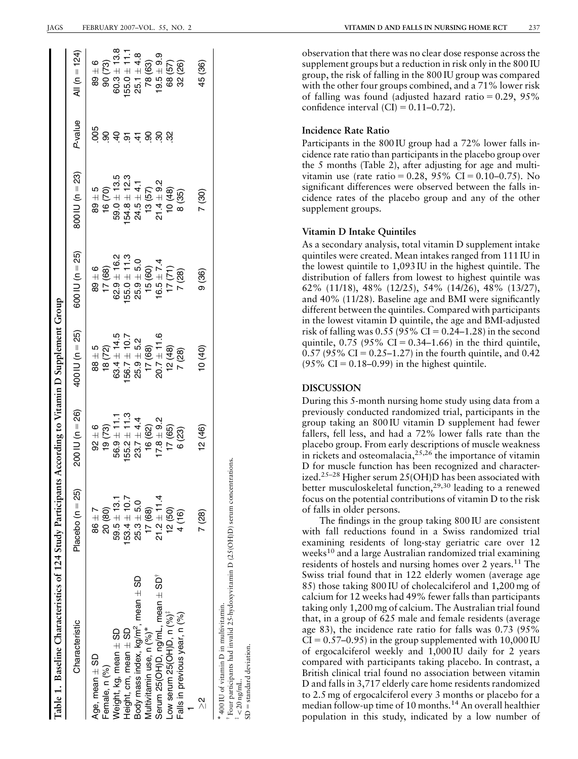**Table 1. Baseline Characteristics of 124 Study Participants According to Vitamin D Supplement Group**

| Characteristic | Placebo (n = 25) | 200 IU (n = 26) | 400 IU (n = 25) | 600 IU (n = 25) | 800 IU (n = 23) | P-value | All (n = 124) |
|---|---|---|---|---|---|---|---|
| Age, mean ± SD | 86 ± 7 | 92 ± 6 | 88 ± 5 | 89 ± 6 | 89 ± 5 | .005 | 89 ± 6 |
| Female, n (%) | 20 (80) | 19 (73) | 18 (72) | 17 (68) | 16 (70) | .90 | 90 (73) |
| Weight, kg, mean ± SD | 59.5 ± 13.1 | 56.9 ± 11.1 | 63.4 ± 14.5 | 62.9 ± 16.2 | 59.0 ± 13.5 | .40 | 60.3 ± 13.8 |
| Height, cm, mean ± SD | 153.4 ± 10.7 | 155.2 ± 11.3 | 156.7 ± 10.7 | 155.0 ± 11.3 | 154.8 ± 12.3 | .91 | 155.0 ± 11.1 |
| Body mass index, kg/m$^2$, mean ± SD | 25.3 ± 5.0 | 23.7 ± 4.4 | 25.9 ± 5.2 | 25.9 ± 5.0 | 24.5 ± 4.1 | .41 | 25.1 ± 4.8 |
| Multivitamin use, n (%)* | 17 (68) | 16 (62) | 17 (68) | 15 (60) | 13 (57) | .90 | 78 (63) |
| Serum 25(OH)D, ng/mL, mean ± SD[†] | 21.2 ± 11.4 | 17.8 ± 9.2 | 20.7 ± 11.6 | 16.5 ± 7.4 | 21.4 ± 9.2 | .30 | 19.5 ± 9.9 |
| Low serum 25(OH)D, n (%)[‡] | 12 (50) | 17 (65) | 12 (48) | 17 (71) | 10 (48) | .32 | 68 (57) |
| Falls in previous year, n (%) | | | | | | | |
| 1 | 4 (16) | 6 (23) | 7 (28) | 7 (28) | 8 (35) | | 32 (26) |
| ≥2 | 7 (28) | 12 (46) | 10 (40) | 9 (36) | 7 (30) | | 45 (36) |

\* 400 IU of vitamin D in multivitamin.
[†] Four participants had invalid 25-hydroxyvitamin D (25(OH)D) serum concentrations.
[‡] < 20 ng/mL.
SD = standard deviation.

observation that there was no clear dose response across the supplement groups but a reduction in risk only in the 800 IU group, the risk of falling in the 800 IU group was compared with the other four groups combined, and a 71% lower risk of falling was found (adjusted hazard ratio = 0.29, 95% confidence interval (CI) = 0.11–0.72).

### Incidence Rate Ratio

Participants in the 800 IU group had a 72% lower falls incidence rate ratio than participants in the placebo group over the 5 months (Table 2), after adjusting for age and multivitamin use (rate ratio = 0.28, 95% CI = 0.10–0.75). No significant differences were observed between the falls incidence rates of the placebo group and any of the other supplement groups.

### Vitamin D Intake Quintiles

As a secondary analysis, total vitamin D supplement intake quintiles were created. Mean intakes ranged from 111 IU in the lowest quintile to 1,093 IU in the highest quintile. The distribution of fallers from lowest to highest quintile was 62% (11/18), 48% (12/25), 54% (14/26), 48% (13/27), and 40% (11/28). Baseline age and BMI were significantly different between the quintiles. Compared with participants in the lowest vitamin D quintile, the age and BMI-adjusted risk of falling was 0.55 (95% CI = 0.24–1.28) in the second quintile, 0.75 (95% CI = 0.34–1.66) in the third quintile, 0.57 (95% CI = 0.25–1.27) in the fourth quintile, and 0.42 (95% CI = 0.18–0.99) in the highest quintile.

## DISCUSSION

During this 5-month nursing home study using data from a previously conducted randomized trial, participants in the group taking an 800 IU vitamin D supplement had fewer fallers, fell less, and had a 72% lower falls rate than the placebo group. From early descriptions of muscle weakness in rickets and osteomalacia,[25,26] the importance of vitamin D for muscle function has been recognized and characterized.[25–28] Higher serum 25(OH)D has been associated with better musculoskeletal function,[29,30] leading to a renewed focus on the potential contributions of vitamin D to the risk of falls in older persons.

The findings in the group taking 800 IU are consistent with fall reductions found in a Swiss randomized trial examining residents of long-stay geriatric care over 12 weeks[10] and a large Australian randomized trial examining residents of hostels and nursing homes over 2 years.[11] The Swiss trial found that in 122 elderly women (average age 85) those taking 800 IU of cholecalciferol and 1,200 mg of calcium for 12 weeks had 49% fewer falls than participants taking only 1,200 mg of calcium. The Australian trial found that, in a group of 625 male and female residents (average age 83), the incidence rate ratio for falls was 0.73 (95% CI = 0.57–0.95) in the group supplemented with 10,000 IU of ergocalciferol weekly and 1,000 IU daily for 2 years compared with participants taking placebo. In contrast, a British clinical trial found no association between vitamin D and falls in 3,717 elderly care home residents randomized to 2.5 mg of ergocalciferol every 3 months or placebo for a median follow-up time of 10 months.[14] An overall healthier population in this study, indicated by a low number of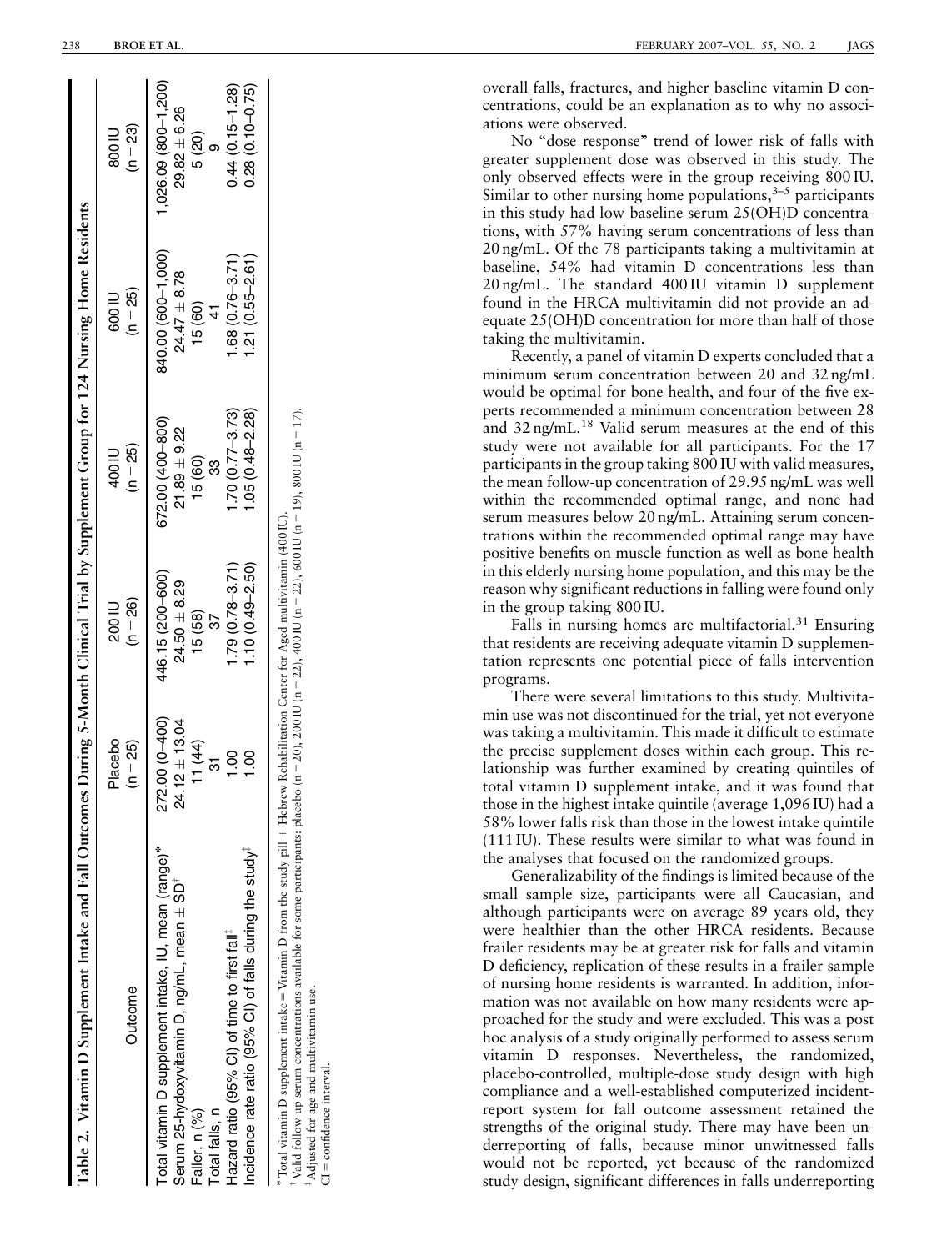**Table 2. Vitamin D Supplement Intake and Fall Outcomes During 5-Month Clinical Trial by Supplement Group for 124 Nursing Home Residents**

| Outcome | Placebo (n = 25) | 200 IU (n = 26) | 400 IU (n = 25) | 600 IU (n = 25) | 800 IU (n = 23) |
|---|---|---|---|---|---|
| Total vitamin D supplement intake, IU, mean (range)* | 272.00 (0–400) | 446.15 (200–600) | 672.00 (400–800) | 840.00 (600–1,000) | 1,026.09 (800–1,200) |
| Serum 25-hydoxyvitamin D, ng/mL, mean ± SD[†] | 24.12 ± 13.04 | 24.50 ± 8.29 | 21.89 ± 9.22 | 24.47 ± 8.78 | 29.82 ± 6.26 |
| Faller, n (%) | 11 (44) | 15 (58) | 15 (60) | 15 (60) | 5 (20) |
| Total falls, n | 31 | 37 | 33 | 41 | 9 |
| Hazard ratio (95% CI) of time to first fall[‡] | 1.00 | 1.79 (0.78–3.71) | 1.70 (0.77–3.73) | 1.68 (0.76–3.71) | 0.44 (0.15–1.28) |
| Incidence rate ratio (95% CI) of falls during the study[‡] | 1.00 | 1.10 (0.49–2.50) | 1.05 (0.48–2.28) | 1.21 (0.55–2.61) | 0.28 (0.10–0.75) |

\* Total vitamin D supplement intake = Vitamin D from the study pill + Hebrew Rehabilitation Center for Aged multivitamin (400 IU).
[†] Valid follow-up serum concentrations available for some participants: placebo (n = 20), 200 IU (n = 22), 400 IU (n = 22), 600 IU (n = 19), 800 IU (n = 17).
[‡] Adjusted for age and multivitamin use.
CI = confidence interval.

overall falls, fractures, and higher baseline vitamin D concentrations, could be an explanation as to why no associations were observed.

No "dose response" trend of lower risk of falls with greater supplement dose was observed in this study. The only observed effects were in the group receiving 800 IU. Similar to other nursing home populations,[3–5] participants in this study had low baseline serum 25(OH)D concentrations, with 57% having serum concentrations of less than 20 ng/mL. Of the 78 participants taking a multivitamin at baseline, 54% had vitamin D concentrations less than 20 ng/mL. The standard 400 IU vitamin D supplement found in the HRCA multivitamin did not provide an adequate 25(OH)D concentration for more than half of those taking the multivitamin.

Recently, a panel of vitamin D experts concluded that a minimum serum concentration between 20 and 32 ng/mL would be optimal for bone health, and four of the five experts recommended a minimum concentration between 28 and 32 ng/mL.[18] Valid serum measures at the end of this study were not available for all participants. For the 17 participants in the group taking 800 IU with valid measures, the mean follow-up concentration of 29.95 ng/mL was well within the recommended optimal range, and none had serum measures below 20 ng/mL. Attaining serum concentrations within the recommended optimal range may have positive benefits on muscle function as well as bone health in this elderly nursing home population, and this may be the reason why significant reductions in falling were found only in the group taking 800 IU.

Falls in nursing homes are multifactorial.[31] Ensuring that residents are receiving adequate vitamin D supplementation represents one potential piece of falls intervention programs.

There were several limitations to this study. Multivitamin use was not discontinued for the trial, yet not everyone was taking a multivitamin. This made it difficult to estimate the precise supplement doses within each group. This relationship was further examined by creating quintiles of total vitamin D supplement intake, and it was found that those in the highest intake quintile (average 1,096 IU) had a 58% lower falls risk than those in the lowest intake quintile (111 IU). These results were similar to what was found in the analyses that focused on the randomized groups.

Generalizability of the findings is limited because of the small sample size, participants were all Caucasian, and although participants were on average 89 years old, they were healthier than the other HRCA residents. Because frailer residents may be at greater risk for falls and vitamin D deficiency, replication of these results in a frailer sample of nursing home residents is warranted. In addition, information was not available on how many residents were approached for the study and were excluded. This was a post hoc analysis of a study originally performed to assess serum vitamin D responses. Nevertheless, the randomized, placebo-controlled, multiple-dose study design with high compliance and a well-established computerized incident-report system for fall outcome assessment retained the strengths of the original study. There may have been underreporting of falls, because minor unwitnessed falls would not be reported, yet because of the randomized study design, significant differences in falls underreporting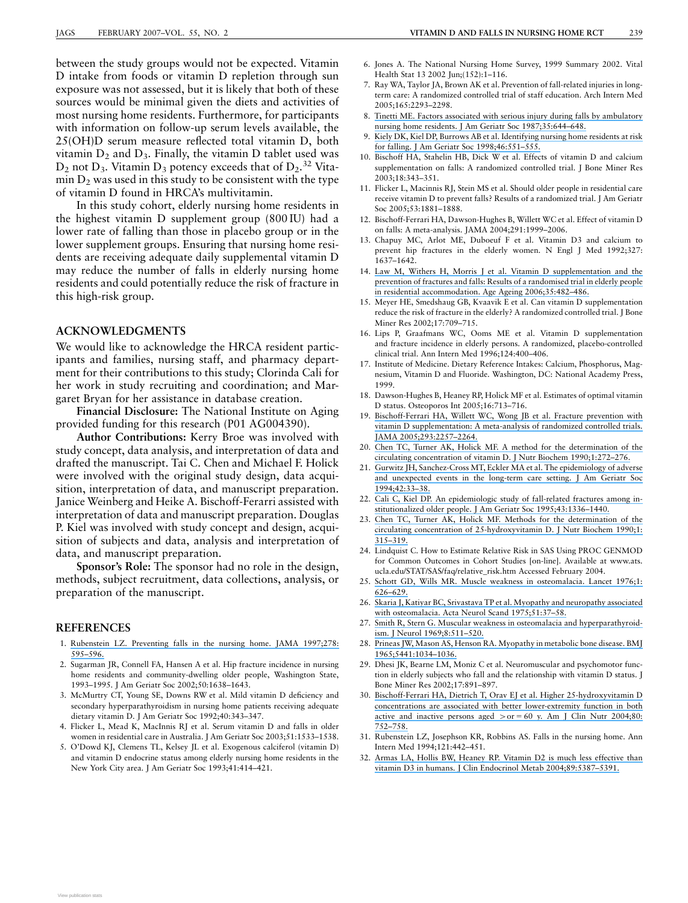between the study groups would not be expected. Vitamin D intake from foods or vitamin D repletion through sun exposure was not assessed, but it is likely that both of these sources would be minimal given the diets and activities of most nursing home residents. Furthermore, for participants with information on follow-up serum levels available, the 25(OH)D serum measure reflected total vitamin D, both vitamin $D_2$ and $D_3$. Finally, the vitamin D tablet used was $D_2$ not $D_3$. Vitamin $D_3$ potency exceeds that of $D_2$.[32] Vitamin $D_2$ was used in this study to be consistent with the type of vitamin D found in HRCA's multivitamin.

In this study cohort, elderly nursing home residents in the highest vitamin D supplement group (800 IU) had a lower rate of falling than those in placebo group or in the lower supplement groups. Ensuring that nursing home residents are receiving adequate daily supplemental vitamin D may reduce the number of falls in elderly nursing home residents and could potentially reduce the risk of fracture in this high-risk group.

## ACKNOWLEDGMENTS

We would like to acknowledge the HRCA resident participants and families, nursing staff, and pharmacy department for their contributions to this study; Clorinda Cali for her work in study recruiting and coordination; and Margaret Bryan for her assistance in database creation.

**Financial Disclosure:** The National Institute on Aging provided funding for this research (P01 AG004390).

**Author Contributions:** Kerry Broe was involved with study concept, data analysis, and interpretation of data and drafted the manuscript. Tai C. Chen and Michael F. Holick were involved with the original study design, data acquisition, interpretation of data, and manuscript preparation. Janice Weinberg and Heike A. Bischoff-Ferarri assisted with interpretation of data and manuscript preparation. Douglas P. Kiel was involved with study concept and design, acquisition of subjects and data, analysis and interpretation of data, and manuscript preparation.

**Sponsor's Role:** The sponsor had no role in the design, methods, subject recruitment, data collections, analysis, or preparation of the manuscript.

## REFERENCES

1. Rubenstein LZ. Preventing falls in the nursing home. JAMA 1997;278: 595–596.
2. Sugarman JR, Connell FA, Hansen A et al. Hip fracture incidence in nursing home residents and community-dwelling older people, Washington State, 1993–1995. J Am Geriatr Soc 2002;50:1638–1643.
3. McMurtry CT, Young SE, Downs RW et al. Mild vitamin D deficiency and secondary hyperparathyroidism in nursing home patients receiving adequate dietary vitamin D. J Am Geriatr Soc 1992;40:343–347.
4. Flicker L, Mead K, MacInnis RJ et al. Serum vitamin D and falls in older women in residential care in Australia. J Am Geriatr Soc 2003;51:1533–1538.
5. O'Dowd KJ, Clemens TL, Kelsey JL et al. Exogenous calciferol (vitamin D) and vitamin D endocrine status among elderly nursing home residents in the New York City area. J Am Geriatr Soc 1993;41:414–421.
6. Jones A. The National Nursing Home Survey, 1999 Summary 2002. Vital Health Stat 13 2002 Jun;(152):1–116.
7. Ray WA, Taylor JA, Brown AK et al. Prevention of fall-related injuries in long-term care: A randomized controlled trial of staff education. Arch Intern Med 2005;165:2293–2298.
8. Tinetti ME. Factors associated with serious injury during falls by ambulatory nursing home residents. J Am Geriatr Soc 1987;35:644–648.
9. Kiely DK, Kiel DP, Burrows AB et al. Identifying nursing home residents at risk for falling. J Am Geriatr Soc 1998;46:551–555.
10. Bischoff HA, Stahelin HB, Dick W et al. Effects of vitamin D and calcium supplementation on falls: A randomized controlled trial. J Bone Miner Res 2003;18:343–351.
11. Flicker L, Macinnis RJ, Stein MS et al. Should older people in residential care receive vitamin D to prevent falls? Results of a randomized trial. J Am Geriatr Soc 2005;53:1881–1888.
12. Bischoff-Ferrari HA, Dawson-Hughes B, Willett WC et al. Effect of vitamin D on falls: A meta-analysis. JAMA 2004;291:1999–2006.
13. Chapuy MC, Arlot ME, Duboeuf F et al. Vitamin D3 and calcium to prevent hip fractures in the elderly women. N Engl J Med 1992;327: 1637–1642.
14. Law M, Withers H, Morris J et al. Vitamin D supplementation and the prevention of fractures and falls: Results of a randomised trial in elderly people in residential accommodation. Age Ageing 2006;35:482–486.
15. Meyer HE, Smedshaug GB, Kvaavik E et al. Can vitamin D supplementation reduce the risk of fracture in the elderly? A randomized controlled trial. J Bone Miner Res 2002;17:709–715.
16. Lips P, Graafmans WC, Ooms ME et al. Vitamin D supplementation and fracture incidence in elderly persons. A randomized, placebo-controlled clinical trial. Ann Intern Med 1996;124:400–406.
17. Institute of Medicine. Dietary Reference Intakes: Calcium, Phosphorus, Magnesium, Vitamin D and Fluoride. Washington, DC: National Academy Press, 1999.
18. Dawson-Hughes B, Heaney RP, Holick MF et al. Estimates of optimal vitamin D status. Osteoporos Int 2005;16:713–716.
19. Bischoff-Ferrari HA, Willett WC, Wong JB et al. Fracture prevention with vitamin D supplementation: A meta-analysis of randomized controlled trials. JAMA 2005;293:2257–2264.
20. Chen TC, Turner AK, Holick MF. A method for the determination of the circulating concentration of vitamin D. J Nutr Biochem 1990;1:272–276.
21. Gurwitz JH, Sanchez-Cross MT, Eckler MA et al. The epidemiology of adverse and unexpected events in the long-term care setting. J Am Geriatr Soc 1994;42:33–38.
22. Cali C, Kiel DP. An epidemiologic study of fall-related fractures among institutionalized older people. J Am Geriatr Soc 1995;43:1336–1440.
23. Chen TC, Turner AK, Holick MF. Methods for the determination of the circulating concentration of 25-hydroxyvitamin D. J Nutr Biochem 1990;1: 315–319.
24. Lindquist C. How to Estimate Relative Risk in SAS Using PROC GENMOD for Common Outcomes in Cohort Studies [on-line]. Available at www.ats.ucla.edu/STAT/SAS/faq/relative_risk.htm Accessed February 2004.
25. Schott GD, Wills MR. Muscle weakness in osteomalacia. Lancet 1976;1: 626–629.
26. Skaria J, Katiyar BC, Srivastava TP et al. Myopathy and neuropathy associated with osteomalacia. Acta Neurol Scand 1975;51:37–58.
27. Smith R, Stern G. Muscular weakness in osteomalacia and hyperparathyroidism. J Neurol 1969;8:511–520.
28. Prineas JW, Mason AS, Henson RA. Myopathy in metabolic bone disease. BMJ 1965;5441:1034–1036.
29. Dhesi JK, Bearne LM, Moniz C et al. Neuromuscular and psychomotor function in elderly subjects who fall and the relationship with vitamin D status. J Bone Miner Res 2002;17:891–897.
30. Bischoff-Ferrari HA, Dietrich T, Orav EJ et al. Higher 25-hydroxyvitamin D concentrations are associated with better lower-extremity function in both active and inactive persons aged > or = 60 y. Am J Clin Nutr 2004;80: 752–758.
31. Rubenstein LZ, Josephson KR, Robbins AS. Falls in the nursing home. Ann Intern Med 1994;121:442–451.
32. Armas LA, Hollis BW, Heaney RP. Vitamin D2 is much less effective than vitamin D3 in humans. J Clin Endocrinol Metab 2004;89:5387–5391.